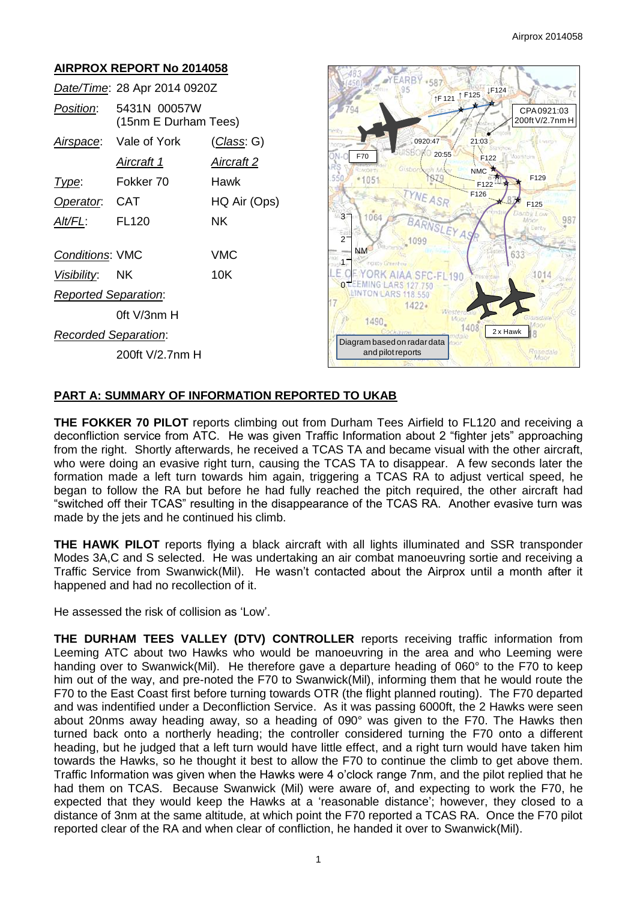## AIRPROX REPORT No 2014058

| | | |
|---|---|---|
| *Date/Time*: | 28 Apr 2014 0920Z | |
| *Position*: | 5431N 00057W (15nm E Durham Tees) | |
| *Airspace*: | Vale of York | (*Class*: G) |
| | *Aircraft 1* | *Aircraft 2* |
| *Type*: | Fokker 70 | Hawk |
| *Operator*: | CAT | HQ Air (Ops) |
| *Alt/FL*: | FL120 | NK |
| *Conditions*: | VMC | VMC |
| *Visibility*: | NK | 10K |
| *Reported Separation*: | | |
| | 0ft V/3nm H | |
| *Recorded Separation*: | | |
| | 200ft V/2.7nm H | |

Diagram based on radar data and pilot reports

## PART A: SUMMARY OF INFORMATION REPORTED TO UKAB

**THE FOKKER 70 PILOT** reports climbing out from Durham Tees Airfield to FL120 and receiving a deconfliction service from ATC. He was given Traffic Information about 2 "fighter jets" approaching from the right. Shortly afterwards, he received a TCAS TA and became visual with the other aircraft, who were doing an evasive right turn, causing the TCAS TA to disappear. A few seconds later the formation made a left turn towards him again, triggering a TCAS RA to adjust vertical speed, he began to follow the RA but before he had fully reached the pitch required, the other aircraft had "switched off their TCAS" resulting in the disappearance of the TCAS RA. Another evasive turn was made by the jets and he continued his climb.

**THE HAWK PILOT** reports flying a black aircraft with all lights illuminated and SSR transponder Modes 3A,C and S selected. He was undertaking an air combat manoeuvring sortie and receiving a Traffic Service from Swanwick(Mil). He wasn't contacted about the Airprox until a month after it happened and had no recollection of it.

He assessed the risk of collision as 'Low'.

**THE DURHAM TEES VALLEY (DTV) CONTROLLER** reports receiving traffic information from Leeming ATC about two Hawks who would be manoeuvring in the area and who Leeming were handing over to Swanwick(Mil). He therefore gave a departure heading of 060° to the F70 to keep him out of the way, and pre-noted the F70 to Swanwick(Mil), informing them that he would route the F70 to the East Coast first before turning towards OTR (the flight planned routing). The F70 departed and was indentified under a Deconfliction Service. As it was passing 6000ft, the 2 Hawks were seen about 20nms away heading away, so a heading of 090° was given to the F70. The Hawks then turned back onto a northerly heading; the controller considered turning the F70 onto a different heading, but he judged that a left turn would have little effect, and a right turn would have taken him towards the Hawks, so he thought it best to allow the F70 to continue the climb to get above them. Traffic Information was given when the Hawks were 4 o'clock range 7nm, and the pilot replied that he had them on TCAS. Because Swanwick (Mil) were aware of, and expecting to work the F70, he expected that they would keep the Hawks at a 'reasonable distance'; however, they closed to a distance of 3nm at the same altitude, at which point the F70 reported a TCAS RA. Once the F70 pilot reported clear of the RA and when clear of confliction, he handed it over to Swanwick(Mil).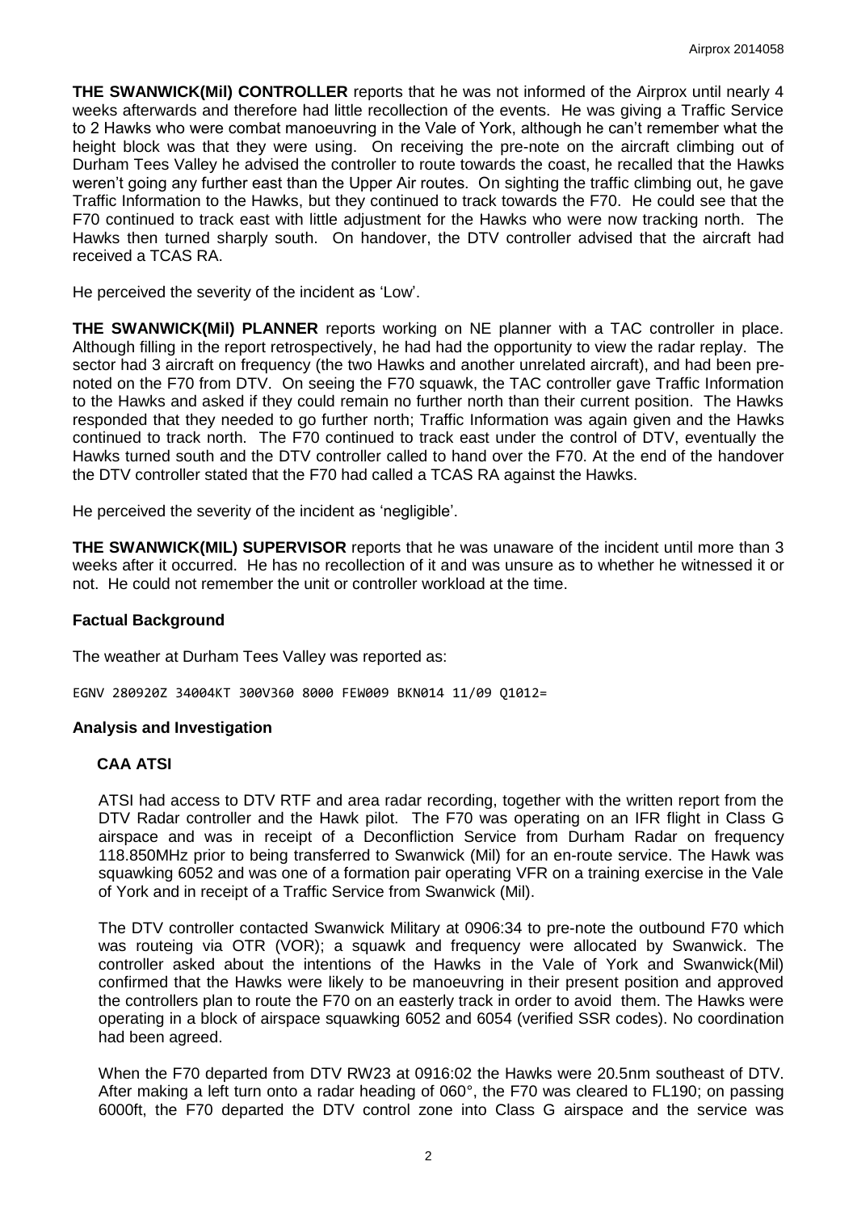**THE SWANWICK(Mil) CONTROLLER** reports that he was not informed of the Airprox until nearly 4 weeks afterwards and therefore had little recollection of the events. He was giving a Traffic Service to 2 Hawks who were combat manoeuvring in the Vale of York, although he can't remember what the height block was that they were using. On receiving the pre-note on the aircraft climbing out of Durham Tees Valley he advised the controller to route towards the coast, he recalled that the Hawks weren't going any further east than the Upper Air routes. On sighting the traffic climbing out, he gave Traffic Information to the Hawks, but they continued to track towards the F70. He could see that the F70 continued to track east with little adjustment for the Hawks who were now tracking north. The Hawks then turned sharply south. On handover, the DTV controller advised that the aircraft had received a TCAS RA.

He perceived the severity of the incident as 'Low'.

**THE SWANWICK(Mil) PLANNER** reports working on NE planner with a TAC controller in place. Although filling in the report retrospectively, he had had the opportunity to view the radar replay. The sector had 3 aircraft on frequency (the two Hawks and another unrelated aircraft), and had been pre-noted on the F70 from DTV. On seeing the F70 squawk, the TAC controller gave Traffic Information to the Hawks and asked if they could remain no further north than their current position. The Hawks responded that they needed to go further north; Traffic Information was again given and the Hawks continued to track north. The F70 continued to track east under the control of DTV, eventually the Hawks turned south and the DTV controller called to hand over the F70. At the end of the handover the DTV controller stated that the F70 had called a TCAS RA against the Hawks.

He perceived the severity of the incident as 'negligible'.

**THE SWANWICK(MIL) SUPERVISOR** reports that he was unaware of the incident until more than 3 weeks after it occurred. He has no recollection of it and was unsure as to whether he witnessed it or not. He could not remember the unit or controller workload at the time.

## Factual Background

The weather at Durham Tees Valley was reported as:

```
EGNV 280920Z 34004KT 300V360 8000 FEW009 BKN014 11/09 Q1012=
```

## Analysis and Investigation

### CAA ATSI

ATSI had access to DTV RTF and area radar recording, together with the written report from the DTV Radar controller and the Hawk pilot. The F70 was operating on an IFR flight in Class G airspace and was in receipt of a Deconfliction Service from Durham Radar on frequency 118.850MHz prior to being transferred to Swanwick (Mil) for an en-route service. The Hawk was squawking 6052 and was one of a formation pair operating VFR on a training exercise in the Vale of York and in receipt of a Traffic Service from Swanwick (Mil).

The DTV controller contacted Swanwick Military at 0906:34 to pre-note the outbound F70 which was routeing via OTR (VOR); a squawk and frequency were allocated by Swanwick. The controller asked about the intentions of the Hawks in the Vale of York and Swanwick(Mil) confirmed that the Hawks were likely to be manoeuvring in their present position and approved the controllers plan to route the F70 on an easterly track in order to avoid them. The Hawks were operating in a block of airspace squawking 6052 and 6054 (verified SSR codes). No coordination had been agreed.

When the F70 departed from DTV RW23 at 0916:02 the Hawks were 20.5nm southeast of DTV. After making a left turn onto a radar heading of 060°, the F70 was cleared to FL190; on passing 6000ft, the F70 departed the DTV control zone into Class G airspace and the service was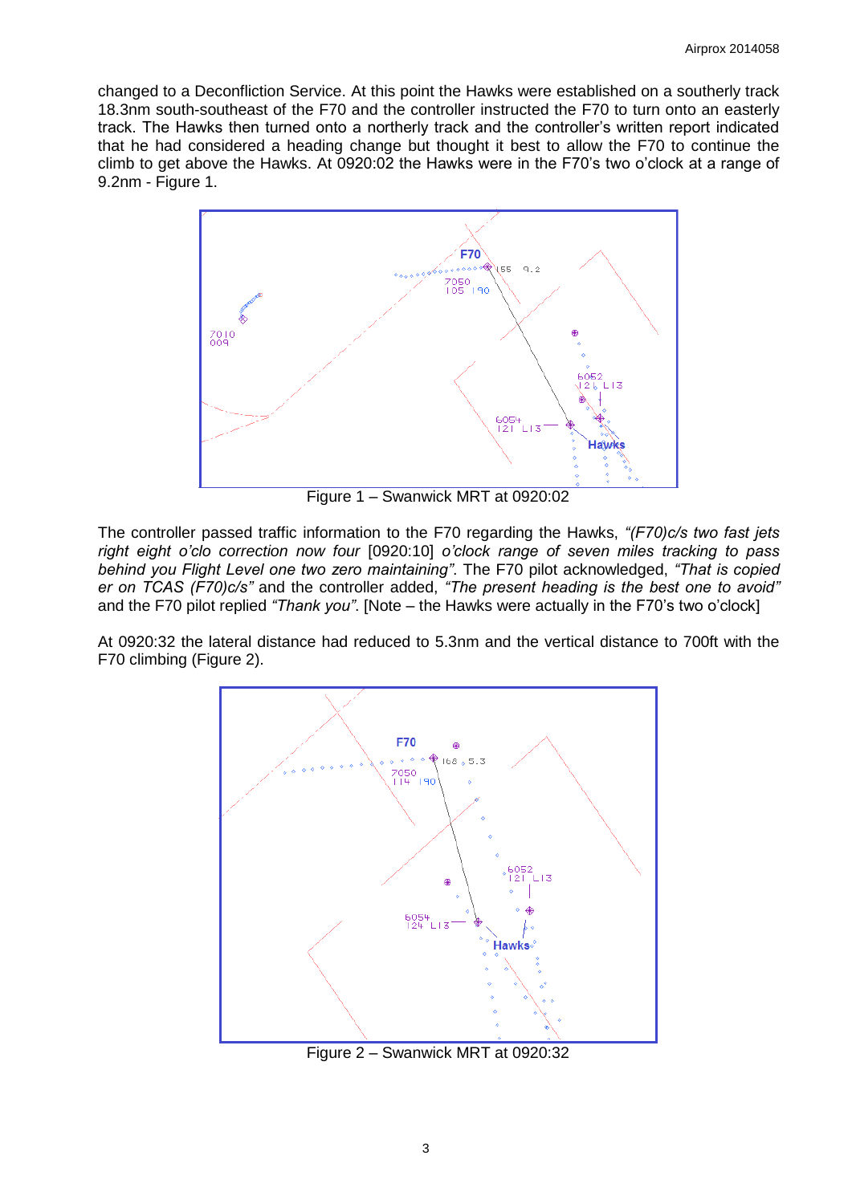changed to a Deconfliction Service. At this point the Hawks were established on a southerly track 18.3nm south-southeast of the F70 and the controller instructed the F70 to turn onto an easterly track. The Hawks then turned onto a northerly track and the controller's written report indicated that he had considered a heading change but thought it best to allow the F70 to continue the climb to get above the Hawks. At 0920:02 the Hawks were in the F70's two o'clock at a range of 9.2nm - Figure 1.

Figure 1 – Swanwick MRT at 0920:02

The controller passed traffic information to the F70 regarding the Hawks, *"(F70)c/s two fast jets right eight o'clo correction now four* [0920:10] *o'clock range of seven miles tracking to pass behind you Flight Level one two zero maintaining"*. The F70 pilot acknowledged, *"That is copied er on TCAS (F70)c/s"* and the controller added, *"The present heading is the best one to avoid"* and the F70 pilot replied *"Thank you"*. [Note – the Hawks were actually in the F70's two o'clock]

At 0920:32 the lateral distance had reduced to 5.3nm and the vertical distance to 700ft with the F70 climbing (Figure 2).

Figure 2 – Swanwick MRT at 0920:32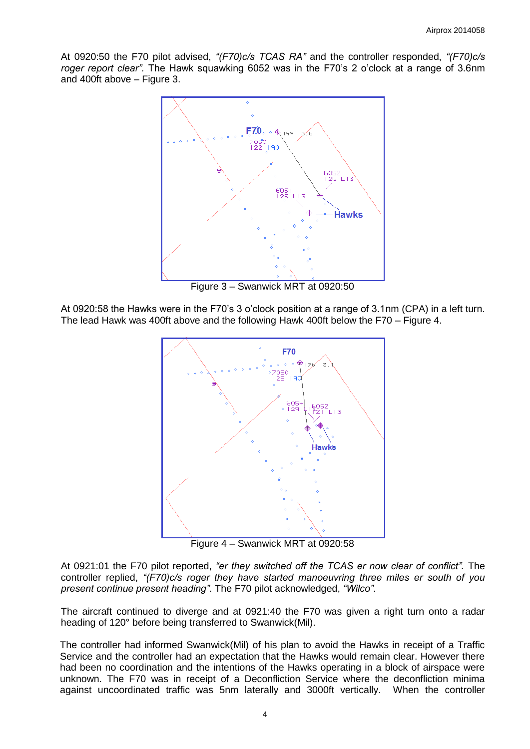At 0920:50 the F70 pilot advised, *"(F70)c/s TCAS RA"* and the controller responded, *"(F70)c/s roger report clear"*. The Hawk squawking 6052 was in the F70's 2 o'clock at a range of 3.6nm and 400ft above – Figure 3.

Figure 3 – Swanwick MRT at 0920:50

At 0920:58 the Hawks were in the F70's 3 o'clock position at a range of 3.1nm (CPA) in a left turn. The lead Hawk was 400ft above and the following Hawk 400ft below the F70 – Figure 4.

Figure 4 – Swanwick MRT at 0920:58

At 0921:01 the F70 pilot reported, *"er they switched off the TCAS er now clear of conflict"*. The controller replied, *"(F70)c/s roger they have started manoeuvring three miles er south of you present continue present heading"*. The F70 pilot acknowledged, *"Wilco"*.

The aircraft continued to diverge and at 0921:40 the F70 was given a right turn onto a radar heading of 120° before being transferred to Swanwick(Mil).

The controller had informed Swanwick(Mil) of his plan to avoid the Hawks in receipt of a Traffic Service and the controller had an expectation that the Hawks would remain clear. However there had been no coordination and the intentions of the Hawks operating in a block of airspace were unknown. The F70 was in receipt of a Deconfliction Service where the deconfliction minima against uncoordinated traffic was 5nm laterally and 3000ft vertically. When the controller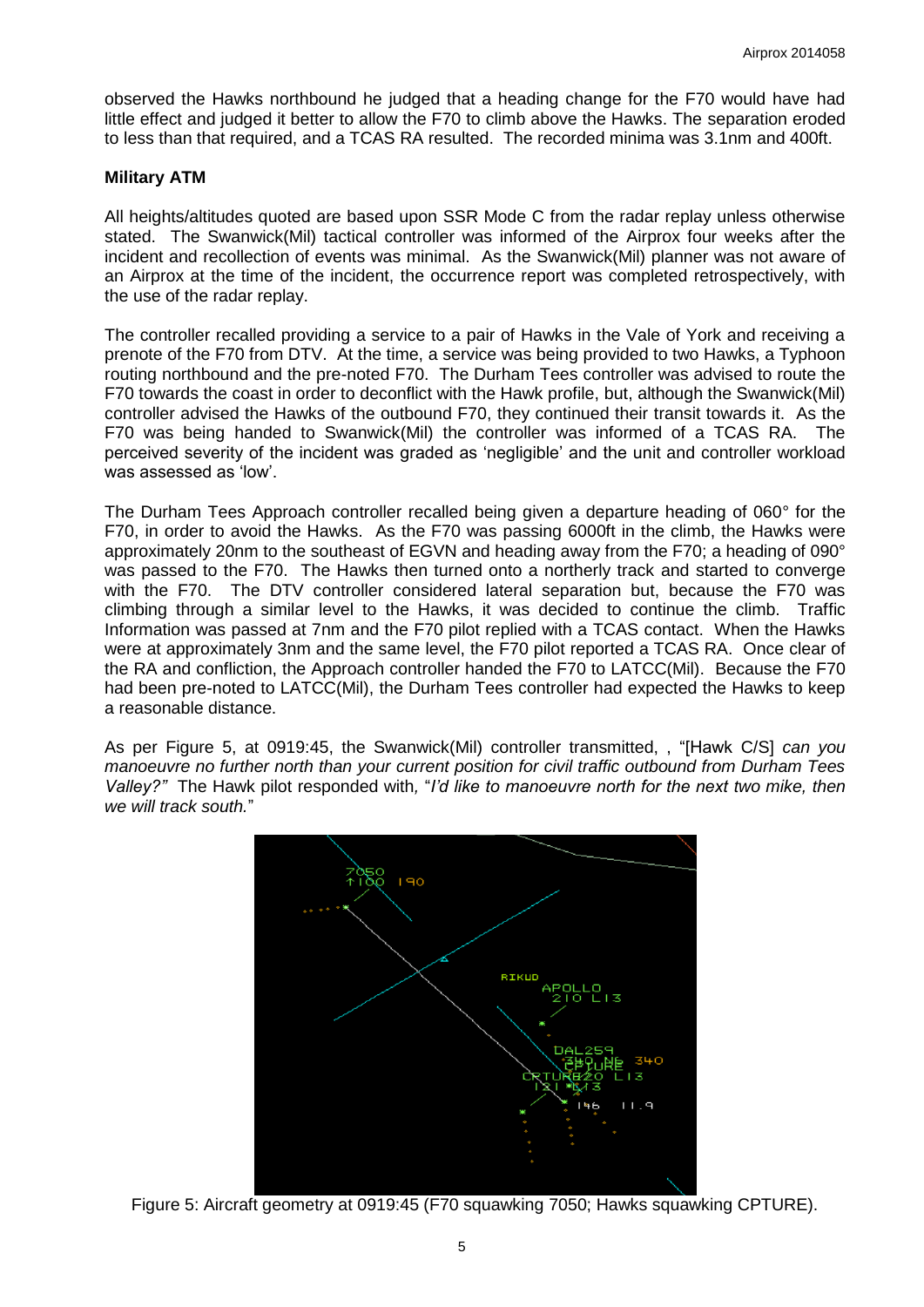observed the Hawks northbound he judged that a heading change for the F70 would have had little effect and judged it better to allow the F70 to climb above the Hawks. The separation eroded to less than that required, and a TCAS RA resulted. The recorded minima was 3.1nm and 400ft.

### Military ATM

All heights/altitudes quoted are based upon SSR Mode C from the radar replay unless otherwise stated. The Swanwick(Mil) tactical controller was informed of the Airprox four weeks after the incident and recollection of events was minimal. As the Swanwick(Mil) planner was not aware of an Airprox at the time of the incident, the occurrence report was completed retrospectively, with the use of the radar replay.

The controller recalled providing a service to a pair of Hawks in the Vale of York and receiving a prenote of the F70 from DTV. At the time, a service was being provided to two Hawks, a Typhoon routing northbound and the pre-noted F70. The Durham Tees controller was advised to route the F70 towards the coast in order to deconflict with the Hawk profile, but, although the Swanwick(Mil) controller advised the Hawks of the outbound F70, they continued their transit towards it. As the F70 was being handed to Swanwick(Mil) the controller was informed of a TCAS RA. The perceived severity of the incident was graded as 'negligible' and the unit and controller workload was assessed as 'low'.

The Durham Tees Approach controller recalled being given a departure heading of 060° for the F70, in order to avoid the Hawks. As the F70 was passing 6000ft in the climb, the Hawks were approximately 20nm to the southeast of EGVN and heading away from the F70; a heading of 090° was passed to the F70. The Hawks then turned onto a northerly track and started to converge with the F70. The DTV controller considered lateral separation but, because the F70 was climbing through a similar level to the Hawks, it was decided to continue the climb. Traffic Information was passed at 7nm and the F70 pilot replied with a TCAS contact. When the Hawks were at approximately 3nm and the same level, the F70 pilot reported a TCAS RA. Once clear of the RA and confliction, the Approach controller handed the F70 to LATCC(Mil). Because the F70 had been pre-noted to LATCC(Mil), the Durham Tees controller had expected the Hawks to keep a reasonable distance.

As per Figure 5, at 0919:45, the Swanwick(Mil) controller transmitted, , "[Hawk C/S] *can you manoeuvre no further north than your current position for civil traffic outbound from Durham Tees Valley?"* The Hawk pilot responded with, "*I'd like to manoeuvre north for the next two mike, then we will track south.*"

Figure 5: Aircraft geometry at 0919:45 (F70 squawking 7050; Hawks squawking CPTURE).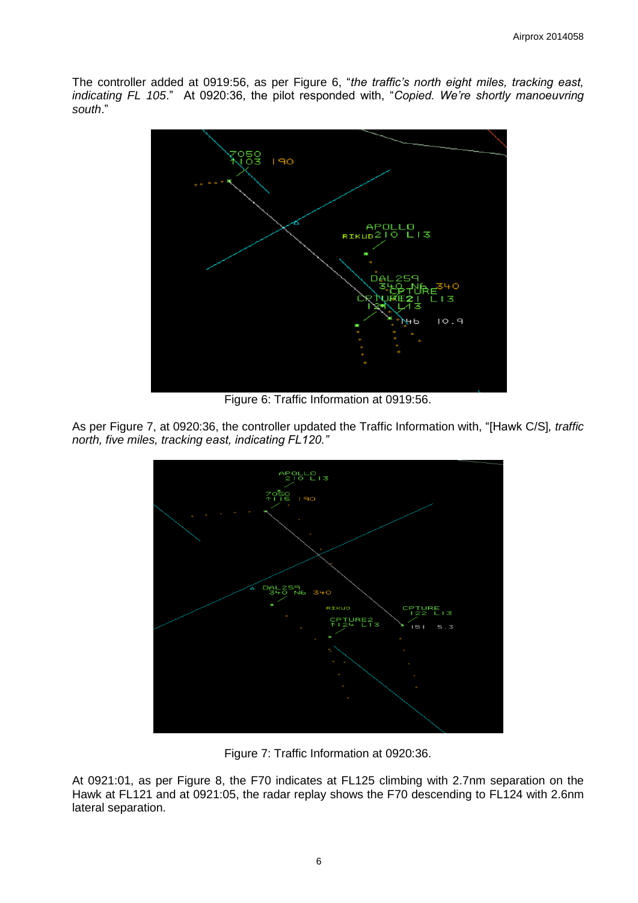The controller added at 0919:56, as per Figure 6, "*the traffic's north eight miles, tracking east, indicating FL 105*." At 0920:36, the pilot responded with, "*Copied. We're shortly manoeuvring south*."

Figure 6: Traffic Information at 0919:56.

As per Figure 7, at 0920:36, the controller updated the Traffic Information with, "[Hawk C/S]*, traffic north, five miles, tracking east, indicating FL120."*

Figure 7: Traffic Information at 0920:36.

At 0921:01, as per Figure 8, the F70 indicates at FL125 climbing with 2.7nm separation on the Hawk at FL121 and at 0921:05, the radar replay shows the F70 descending to FL124 with 2.6nm lateral separation.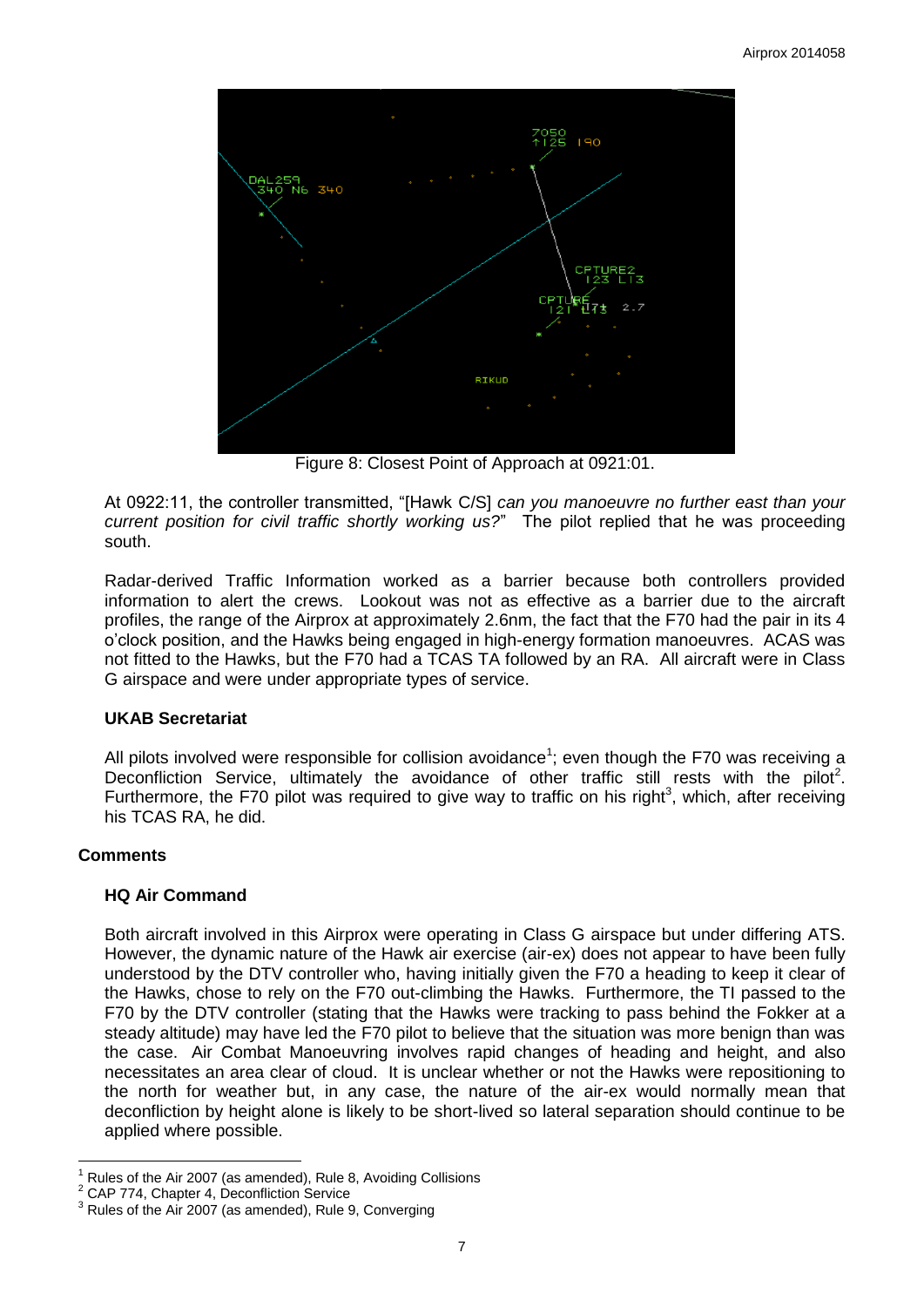Figure 8: Closest Point of Approach at 0921:01.

At 0922:11, the controller transmitted, "[Hawk C/S] *can you manoeuvre no further east than your current position for civil traffic shortly working us?*" The pilot replied that he was proceeding south.

Radar-derived Traffic Information worked as a barrier because both controllers provided information to alert the crews. Lookout was not as effective as a barrier due to the aircraft profiles, the range of the Airprox at approximately 2.6nm, the fact that the F70 had the pair in its 4 o'clock position, and the Hawks being engaged in high-energy formation manoeuvres. ACAS was not fitted to the Hawks, but the F70 had a TCAS TA followed by an RA. All aircraft were in Class G airspace and were under appropriate types of service.

### UKAB Secretariat

All pilots involved were responsible for collision avoidance[1]; even though the F70 was receiving a Deconfliction Service, ultimately the avoidance of other traffic still rests with the pilot[2]. Furthermore, the F70 pilot was required to give way to traffic on his right[3], which, after receiving his TCAS RA, he did.

## Comments

### HQ Air Command

Both aircraft involved in this Airprox were operating in Class G airspace but under differing ATS. However, the dynamic nature of the Hawk air exercise (air-ex) does not appear to have been fully understood by the DTV controller who, having initially given the F70 a heading to keep it clear of the Hawks, chose to rely on the F70 out-climbing the Hawks. Furthermore, the TI passed to the F70 by the DTV controller (stating that the Hawks were tracking to pass behind the Fokker at a steady altitude) may have led the F70 pilot to believe that the situation was more benign than was the case. Air Combat Manoeuvring involves rapid changes of heading and height, and also necessitates an area clear of cloud. It is unclear whether or not the Hawks were repositioning to the north for weather but, in any case, the nature of the air-ex would normally mean that deconfliction by height alone is likely to be short-lived so lateral separation should continue to be applied where possible.

[1] Rules of the Air 2007 (as amended), Rule 8, Avoiding Collisions
[2] CAP 774, Chapter 4, Deconfliction Service
[3] Rules of the Air 2007 (as amended), Rule 9, Converging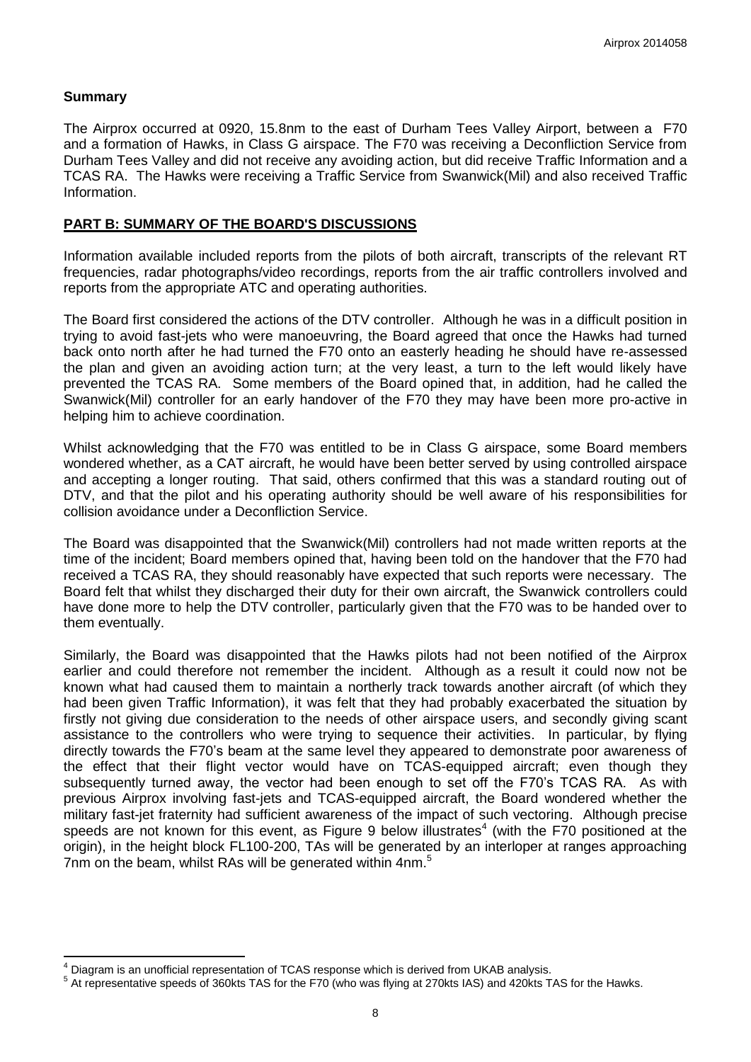## Summary

The Airprox occurred at 0920, 15.8nm to the east of Durham Tees Valley Airport, between a F70 and a formation of Hawks, in Class G airspace. The F70 was receiving a Deconfliction Service from Durham Tees Valley and did not receive any avoiding action, but did receive Traffic Information and a TCAS RA. The Hawks were receiving a Traffic Service from Swanwick(Mil) and also received Traffic Information.

## PART B: SUMMARY OF THE BOARD'S DISCUSSIONS

Information available included reports from the pilots of both aircraft, transcripts of the relevant RT frequencies, radar photographs/video recordings, reports from the air traffic controllers involved and reports from the appropriate ATC and operating authorities.

The Board first considered the actions of the DTV controller. Although he was in a difficult position in trying to avoid fast-jets who were manoeuvring, the Board agreed that once the Hawks had turned back onto north after he had turned the F70 onto an easterly heading he should have re-assessed the plan and given an avoiding action turn; at the very least, a turn to the left would likely have prevented the TCAS RA. Some members of the Board opined that, in addition, had he called the Swanwick(Mil) controller for an early handover of the F70 they may have been more pro-active in helping him to achieve coordination.

Whilst acknowledging that the F70 was entitled to be in Class G airspace, some Board members wondered whether, as a CAT aircraft, he would have been better served by using controlled airspace and accepting a longer routing. That said, others confirmed that this was a standard routing out of DTV, and that the pilot and his operating authority should be well aware of his responsibilities for collision avoidance under a Deconfliction Service.

The Board was disappointed that the Swanwick(Mil) controllers had not made written reports at the time of the incident; Board members opined that, having been told on the handover that the F70 had received a TCAS RA, they should reasonably have expected that such reports were necessary. The Board felt that whilst they discharged their duty for their own aircraft, the Swanwick controllers could have done more to help the DTV controller, particularly given that the F70 was to be handed over to them eventually.

Similarly, the Board was disappointed that the Hawks pilots had not been notified of the Airprox earlier and could therefore not remember the incident. Although as a result it could now not be known what had caused them to maintain a northerly track towards another aircraft (of which they had been given Traffic Information), it was felt that they had probably exacerbated the situation by firstly not giving due consideration to the needs of other airspace users, and secondly giving scant assistance to the controllers who were trying to sequence their activities. In particular, by flying directly towards the F70's beam at the same level they appeared to demonstrate poor awareness of the effect that their flight vector would have on TCAS-equipped aircraft; even though they subsequently turned away, the vector had been enough to set off the F70's TCAS RA. As with previous Airprox involving fast-jets and TCAS-equipped aircraft, the Board wondered whether the military fast-jet fraternity had sufficient awareness of the impact of such vectoring. Although precise speeds are not known for this event, as Figure 9 below illustrates[4] (with the F70 positioned at the origin), in the height block FL100-200, TAs will be generated by an interloper at ranges approaching 7nm on the beam, whilst RAs will be generated within 4nm.[5]

---

[4] Diagram is an unofficial representation of TCAS response which is derived from UKAB analysis.

[5] At representative speeds of 360kts TAS for the F70 (who was flying at 270kts IAS) and 420kts TAS for the Hawks.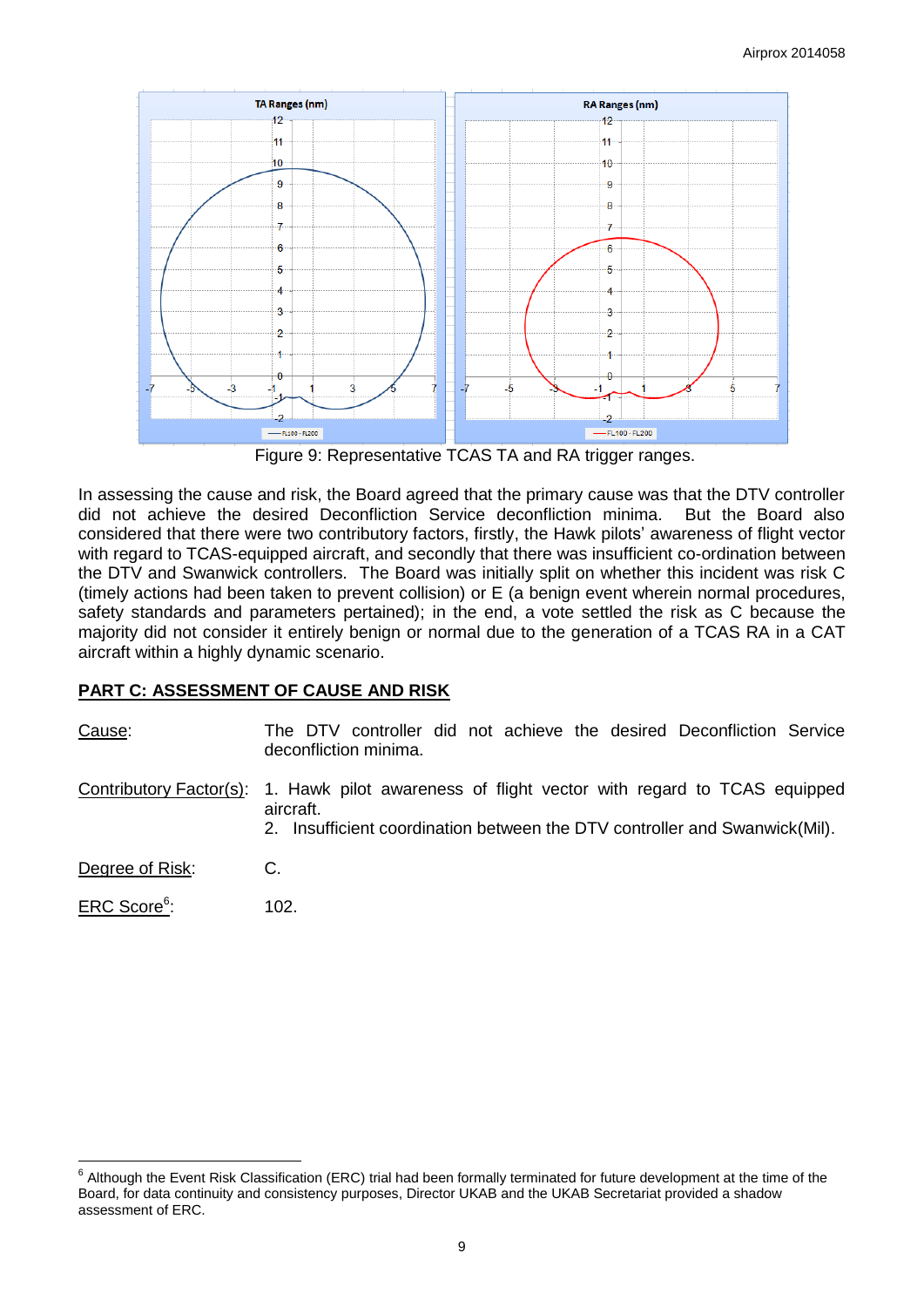TA Ranges (nm)

12 11 10 9 8 7 6 5 4 3 2 1 0 -1 -2

-7 -5 -3 -1 1 3 5 7

FL100 - FL200

RA Ranges (nm)

12 11 10 9 8 7 6 5 4 3 2 1 0 -1 -2

-7 -5 -3 -1 1 3 5 7

FL100 - FL200

Figure 9: Representative TCAS TA and RA trigger ranges.

In assessing the cause and risk, the Board agreed that the primary cause was that the DTV controller did not achieve the desired Deconfliction Service deconfliction minima. But the Board also considered that there were two contributory factors, firstly, the Hawk pilots' awareness of flight vector with regard to TCAS-equipped aircraft, and secondly that there was insufficient co-ordination between the DTV and Swanwick controllers. The Board was initially split on whether this incident was risk C (timely actions had been taken to prevent collision) or E (a benign event wherein normal procedures, safety standards and parameters pertained); in the end, a vote settled the risk as C because the majority did not consider it entirely benign or normal due to the generation of a TCAS RA in a CAT aircraft within a highly dynamic scenario.

## PART C: ASSESSMENT OF CAUSE AND RISK

Cause: The DTV controller did not achieve the desired Deconfliction Service deconfliction minima.

Contributory Factor(s):
1. Hawk pilot awareness of flight vector with regard to TCAS equipped aircraft.
2. Insufficient coordination between the DTV controller and Swanwick(Mil).

Degree of Risk: C.

ERC Score[6]: 102.

[6] Although the Event Risk Classification (ERC) trial had been formally terminated for future development at the time of the Board, for data continuity and consistency purposes, Director UKAB and the UKAB Secretariat provided a shadow assessment of ERC.